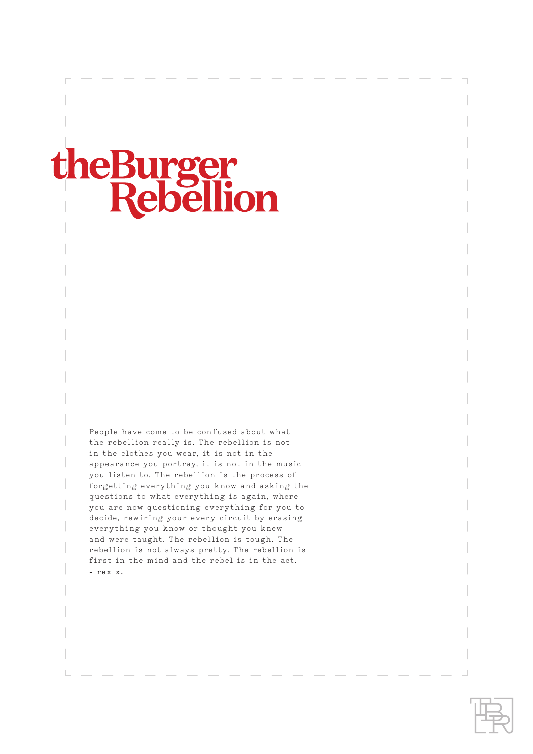# theBurger Rebellion

People have come to be confused about what the rebellion really is. The rebellion is not in the clothes you wear, it is not in the appearance you portray, it is not in the music you listen to. The rebellion is the process of forgetting everything you know and asking the questions to what everything is again, where you are now questioning everything for you to decide, rewiring your every circuit by erasing everything you know or thought you knew and were taught. The rebellion is tough. The rebellion is not always pretty. The rebellion is first in the mind and the rebel is in the act.

**- rex x.**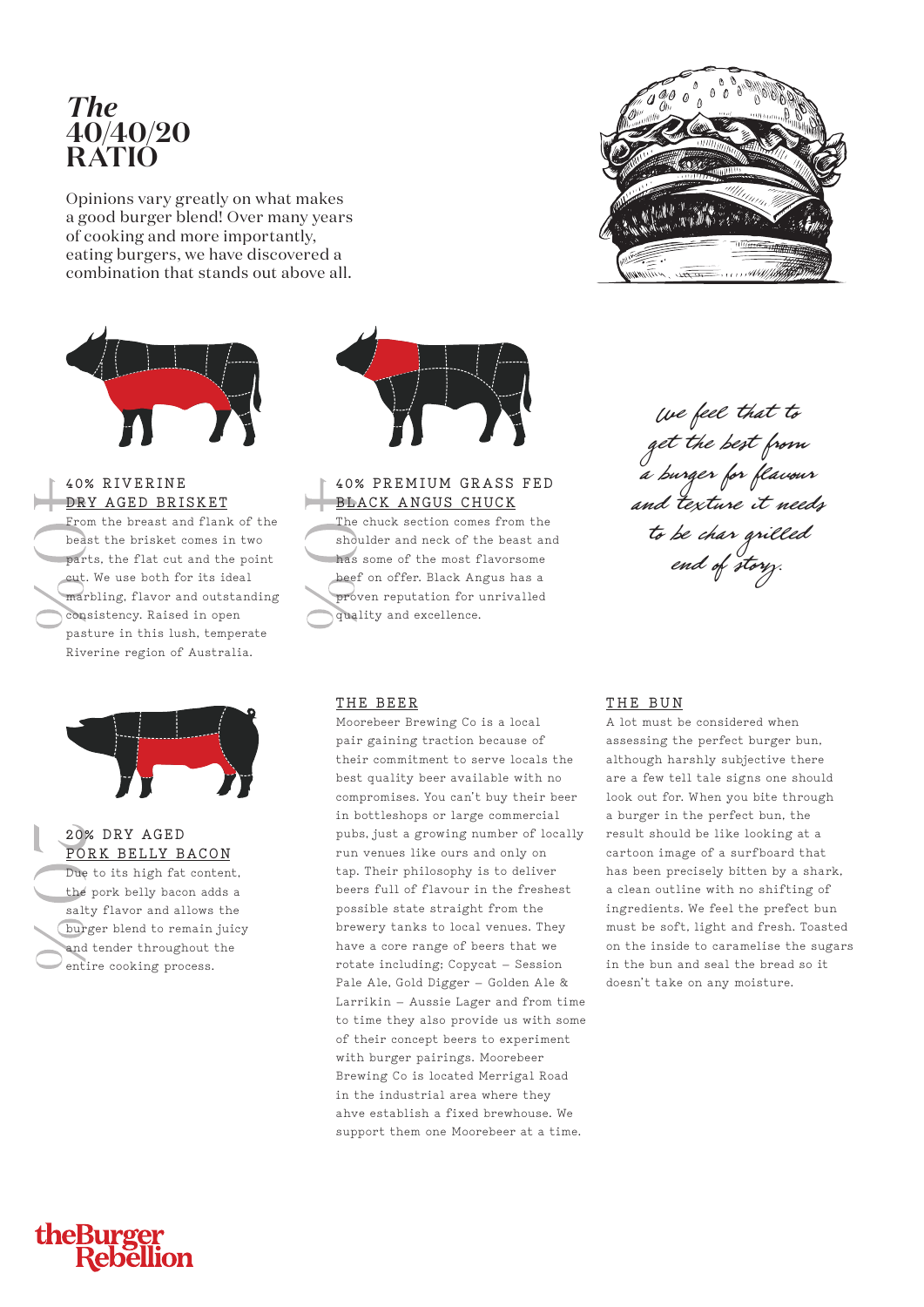# *The* 40/40/20 RATIO

Opinions vary greatly on what makes a good burger blend! Over many years of cooking and more importantly, eating burgers, we have discovered a combination that stands out above all.

## 40% RIVERINE DRY AGED BRISKET

From the breast and flank of the beast the brisket comes in two parts, the flat cut and the point cut. We use both for its ideal marbling, flavor and outstanding consistency. Raised in open pasture in this lush, temperate Riverine region of Australia.

## 40% PREMIUM GRASS FED BLACK ANGUS CHUCK

The chuck section comes from the shoulder and neck of the beast and has some of the most flavorsome beef on offer. Black Angus has a proven reputation for unrivalled quality and excellence.

*We feel that to get the best from a burger for flavour and texture it needs to be char grilled end of story.*

## 20% DRY AGED PORK BELLY BACON

Due to its high fat content, the pork belly bacon adds a salty flavor and allows the burger blend to remain juicy and tender throughout the entire cooking process.

## THE BEER

Moorebeer Brewing Co is a local pair gaining traction because of their commitment to serve locals the best quality beer available with no compromises. You can't buy their beer in bottleshops or large commercial pubs, just a growing number of locally run venues like ours and only on tap. Their philosophy is to deliver beers full of flavour in the freshest possible state straight from the brewery tanks to local venues. They have a core range of beers that we rotate including; Copycat – Session Pale Ale, Gold Digger – Golden Ale & Larrikin – Aussie Lager and from time to time they also provide us with some of their concept beers to experiment with burger pairings. Moorebeer Brewing Co is located Merrigal Road in the industrial area where they ahve establish a fixed brewhouse. We support them one Moorebeer at a time.

## THE BUN

A lot must be considered when assessing the perfect burger bun, although harshly subjective there are a few tell tale signs one should look out for. When you bite through a burger in the perfect bun, the result should be like looking at a cartoon image of a surfboard that has been precisely bitten by a shark, a clean outline with no shifting of ingredients. We feel the prefect bun must be soft, light and fresh. Toasted on the inside to caramelise the sugars in the bun and seal the bread so it doesn't take on any moisture.

theBurger Rebellion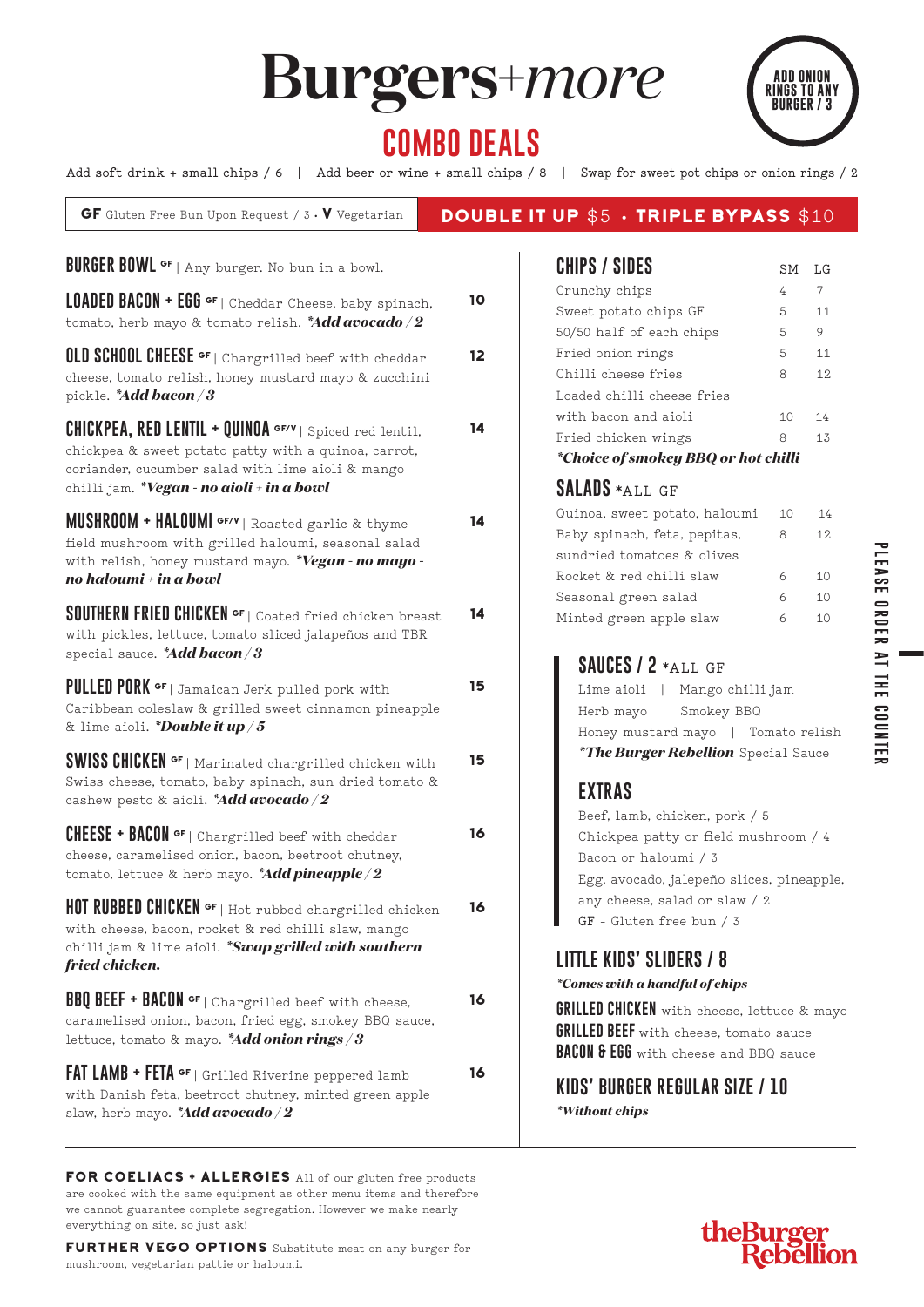# Burgers+*more*

## COMBO DEALS

**ADD ONION RINGS TO ANY BURGER / 3**

Add soft drink + small chips / 6 | Add beer or wine + small chips / 8 | Swap for sweet pot chips or onion rings / 2

**GF** Gluten Free Bun Upon Request / 3 · **V** Vegetarian

**DOUBLE IT UP** $5 · **TRIPLE BYPASS** $10

**BURGER BOWL** GF | Any burger. No bun in a bowl.

**LOADED BACON + EGG** GF | Cheddar Cheese, baby spinach, tomato, herb mayo & tomato relish. ***Add avocado / 2*** — **10**

**OLD SCHOOL CHEESE** GF | Chargrilled beef with cheddar cheese, tomato relish, honey mustard mayo & zucchini pickle. ***Add bacon / 3*** — **12**

**CHICKPEA, RED LENTIL + QUINOA** GF/V | Spiced red lentil, chickpea & sweet potato patty with a quinoa, carrot, coriander, cucumber salad with lime aioli & mango chilli jam. ***Vegan - no aioli + in a bowl*** — **14**

**MUSHROOM + HALOUMI** GF/V | Roasted garlic & thyme field mushroom with grilled haloumi, seasonal salad with relish, honey mustard mayo. ***Vegan - no mayo - no haloumi + in a bowl*** — **14**

**SOUTHERN FRIED CHICKEN** GF | Coated fried chicken breast with pickles, lettuce, tomato sliced jalapeños and TBR special sauce. ***Add bacon / 3*** — **14**

**PULLED PORK** GF | Jamaican Jerk pulled pork with Caribbean coleslaw & grilled sweet cinnamon pineapple & lime aioli. ***Double it up / 5*** — **15**

**SWISS CHICKEN** GF | Marinated chargrilled chicken with Swiss cheese, tomato, baby spinach, sun dried tomato & cashew pesto & aioli. ***Add avocado / 2*** — **15**

**CHEESE + BACON** GF | Chargrilled beef with cheddar cheese, caramelised onion, bacon, beetroot chutney, tomato, lettuce & herb mayo. ***Add pineapple / 2*** — **16**

**HOT RUBBED CHICKEN** GF | Hot rubbed chargrilled chicken with cheese, bacon, rocket & red chilli slaw, mango chilli jam & lime aioli. ***Swap grilled with southern fried chicken.*** — **16**

**BBQ BEEF + BACON** GF | Chargrilled beef with cheese, caramelised onion, bacon, fried egg, smokey BBQ sauce, lettuce, tomato & mayo. ***Add onion rings / 3*** — **16**

**FAT LAMB + FETA** GF | Grilled Riverine peppered lamb with Danish feta, beetroot chutney, minted green apple slaw, herb mayo. ***Add avocado / 2*** — **16**

## CHIPS / SIDES

| | SM | LG |
|---|---|---|
| Crunchy chips | 4 | 7 |
| Sweet potato chips GF | 5 | 11 |
| 50/50 half of each chips | 5 | 9 |
| Fried onion rings | 5 | 11 |
| Chilli cheese fries | 8 | 12 |
| Loaded chilli cheese fries with bacon and aioli | 10 | 14 |
| Fried chicken wings | 8 | 13 |

***Choice of smokey BBQ or hot chilli***

## SALADS *ALL GF

| | | |
|---|---|---|
| Quinoa, sweet potato, haloumi | 10 | 14 |
| Baby spinach, feta, pepitas, sundried tomatoes & olives | 8 | 12 |
| Rocket & red chilli slaw | 6 | 10 |
| Seasonal green salad | 6 | 10 |
| Minted green apple slaw | 6 | 10 |

## SAUCES / 2 *ALL GF

Lime aioli | Mango chilli jam
Herb mayo | Smokey BBQ
Honey mustard mayo | Tomato relish
***The Burger Rebellion*** Special Sauce

## EXTRAS

Beef, lamb, chicken, pork / 5
Chickpea patty or field mushroom / 4
Bacon or haloumi / 3
Egg, avocado, jalepeño slices, pineapple, any cheese, salad or slaw / 2
GF - Gluten free bun / 3

## LITTLE KIDS' SLIDERS / 8

***Comes with a handful of chips***

**GRILLED CHICKEN** with cheese, lettuce & mayo
**GRILLED BEEF** with cheese, tomato sauce
**BACON & EGG** with cheese and BBQ sauce

## KIDS' BURGER REGULAR SIZE / 10

***Without chips***

PLEASE ORDER AT THE COUNTER

**FOR COELIACS + ALLERGIES** All of our gluten free products are cooked with the same equipment as other menu items and therefore we cannot guarantee complete segregation. However we make nearly everything on site, so just ask!

**FURTHER VEGO OPTIONS** Substitute meat on any burger for mushroom, vegetarian pattie or haloumi.

theBurger Rebellion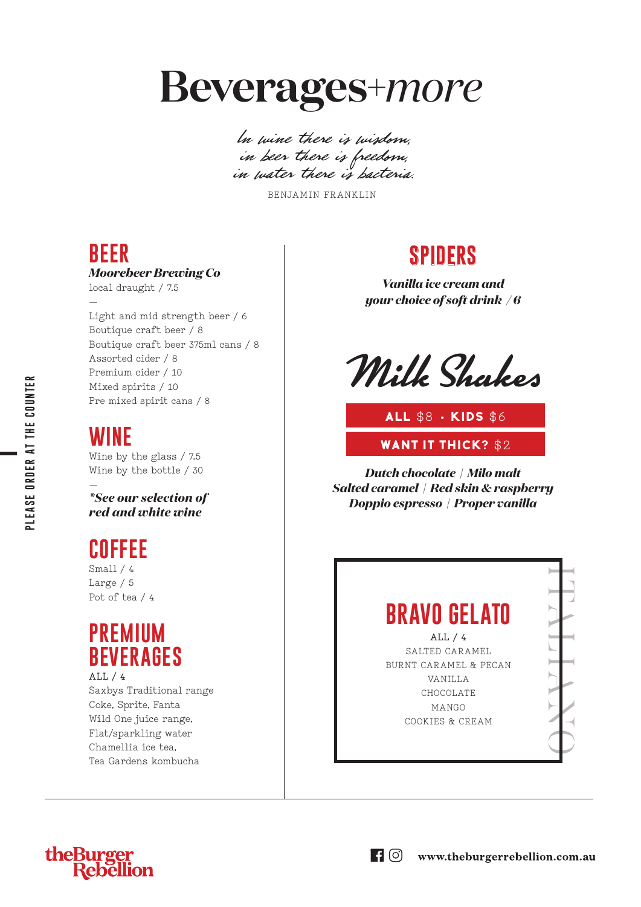# Beverages+*more*

*In wine there is wisdom,*
*in beer there is freedom,*
*in water there is bacteria.*

BENJAMIN FRANKLIN

PLEASE ORDER AT THE COUNTER

## BEER

***Moorebeer Brewing Co***
local draught / 7.5

—

Light and mid strength beer / 6
Boutique craft beer / 8
Boutique craft beer 375ml cans / 8
Assorted cider / 8
Premium cider / 10
Mixed spirits / 10
Pre mixed spirit cans / 8

## WINE

Wine by the glass / 7.5
Wine by the bottle / 30

—

***See our selection of red and white wine***

## COFFEE

Small / 4
Large / 5
Pot of tea / 4

## PREMIUM BEVERAGES

ALL / 4
Saxbys Traditional range
Coke, Sprite, Fanta
Wild One juice range,
Flat/sparkling water
Chamellia ice tea,
Tea Gardens kombucha

## SPIDERS

***Vanilla ice cream and your choice of soft drink / 6***

## Milk Shakes

**ALL** $8 • **KIDS** $6

**WANT IT THICK?** $2

***Dutch chocolate | Milo malt***
***Salted caramel | Red skin & raspberry***
***Doppio espresso | Proper vanilla***

## BRAVO GELATO

ITALIANO

ALL / 4
SALTED CARAMEL
BURNT CARAMEL & PECAN
VANILLA
CHOCOLATE
MANGO
COOKIES & CREAM

theBurger Rebellion

www.theburgerrebellion.com.au